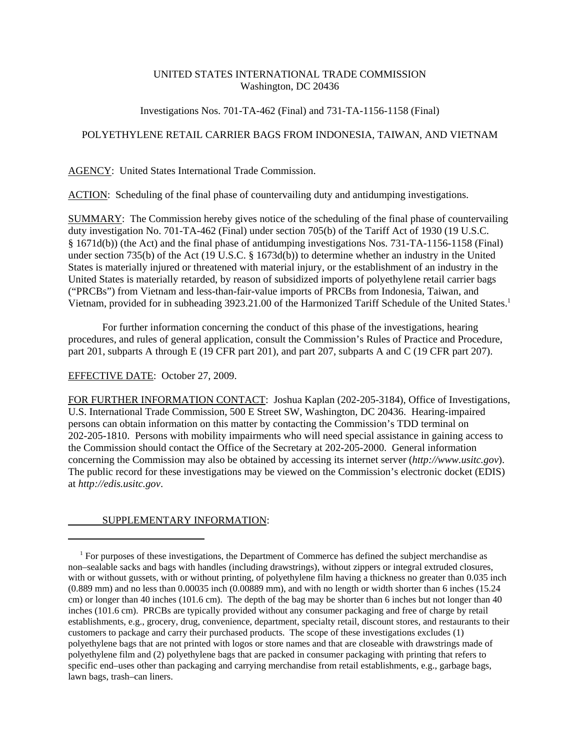UNITED STATES INTERNATIONAL TRADE COMMISSION
Washington, DC 20436

Investigations Nos. 701-TA-462 (Final) and 731-TA-1156-1158 (Final)

POLYETHYLENE RETAIL CARRIER BAGS FROM INDONESIA, TAIWAN, AND VIETNAM

AGENCY: United States International Trade Commission.

ACTION: Scheduling of the final phase of countervailing duty and antidumping investigations.

SUMMARY: The Commission hereby gives notice of the scheduling of the final phase of countervailing duty investigation No. 701-TA-462 (Final) under section 705(b) of the Tariff Act of 1930 (19 U.S.C. § 1671d(b)) (the Act) and the final phase of antidumping investigations Nos. 731-TA-1156-1158 (Final) under section 735(b) of the Act (19 U.S.C. § 1673d(b)) to determine whether an industry in the United States is materially injured or threatened with material injury, or the establishment of an industry in the United States is materially retarded, by reason of subsidized imports of polyethylene retail carrier bags ("PRCBs") from Vietnam and less-than-fair-value imports of PRCBs from Indonesia, Taiwan, and Vietnam, provided for in subheading 3923.21.00 of the Harmonized Tariff Schedule of the United States.[1]

For further information concerning the conduct of this phase of the investigations, hearing procedures, and rules of general application, consult the Commission's Rules of Practice and Procedure, part 201, subparts A through E (19 CFR part 201), and part 207, subparts A and C (19 CFR part 207).

EFFECTIVE DATE: October 27, 2009.

FOR FURTHER INFORMATION CONTACT: Joshua Kaplan (202-205-3184), Office of Investigations, U.S. International Trade Commission, 500 E Street SW, Washington, DC 20436. Hearing-impaired persons can obtain information on this matter by contacting the Commission's TDD terminal on 202-205-1810. Persons with mobility impairments who will need special assistance in gaining access to the Commission should contact the Office of the Secretary at 202-205-2000. General information concerning the Commission may also be obtained by accessing its internet server (*http://www.usitc.gov*). The public record for these investigations may be viewed on the Commission's electronic docket (EDIS) at *http://edis.usitc.gov*.

SUPPLEMENTARY INFORMATION:

---

[1] For purposes of these investigations, the Department of Commerce has defined the subject merchandise as non–sealable sacks and bags with handles (including drawstrings), without zippers or integral extruded closures, with or without gussets, with or without printing, of polyethylene film having a thickness no greater than 0.035 inch (0.889 mm) and no less than 0.00035 inch (0.00889 mm), and with no length or width shorter than 6 inches (15.24 cm) or longer than 40 inches (101.6 cm). The depth of the bag may be shorter than 6 inches but not longer than 40 inches (101.6 cm). PRCBs are typically provided without any consumer packaging and free of charge by retail establishments, e.g., grocery, drug, convenience, department, specialty retail, discount stores, and restaurants to their customers to package and carry their purchased products. The scope of these investigations excludes (1) polyethylene bags that are not printed with logos or store names and that are closeable with drawstrings made of polyethylene film and (2) polyethylene bags that are packed in consumer packaging with printing that refers to specific end–uses other than packaging and carrying merchandise from retail establishments, e.g., garbage bags, lawn bags, trash–can liners.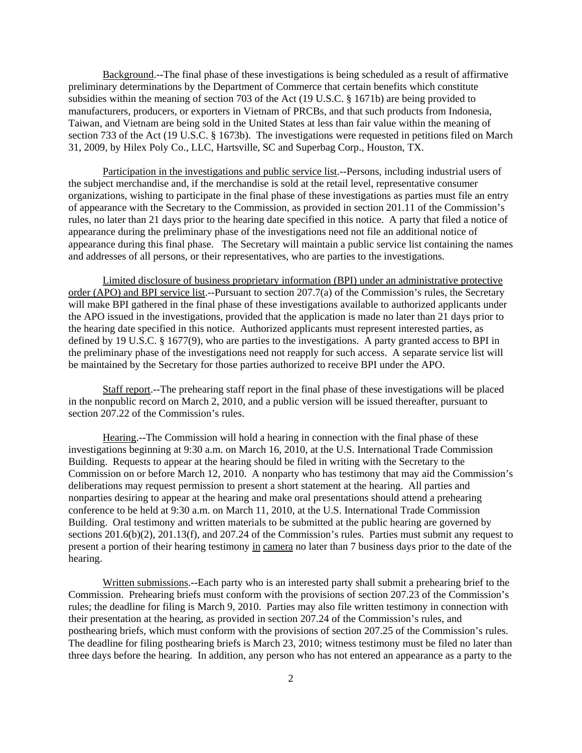Background.--The final phase of these investigations is being scheduled as a result of affirmative preliminary determinations by the Department of Commerce that certain benefits which constitute subsidies within the meaning of section 703 of the Act (19 U.S.C. § 1671b) are being provided to manufacturers, producers, or exporters in Vietnam of PRCBs, and that such products from Indonesia, Taiwan, and Vietnam are being sold in the United States at less than fair value within the meaning of section 733 of the Act (19 U.S.C. § 1673b). The investigations were requested in petitions filed on March 31, 2009, by Hilex Poly Co., LLC, Hartsville, SC and Superbag Corp., Houston, TX.

Participation in the investigations and public service list.--Persons, including industrial users of the subject merchandise and, if the merchandise is sold at the retail level, representative consumer organizations, wishing to participate in the final phase of these investigations as parties must file an entry of appearance with the Secretary to the Commission, as provided in section 201.11 of the Commission's rules, no later than 21 days prior to the hearing date specified in this notice. A party that filed a notice of appearance during the preliminary phase of the investigations need not file an additional notice of appearance during this final phase. The Secretary will maintain a public service list containing the names and addresses of all persons, or their representatives, who are parties to the investigations.

Limited disclosure of business proprietary information (BPI) under an administrative protective order (APO) and BPI service list.--Pursuant to section 207.7(a) of the Commission's rules, the Secretary will make BPI gathered in the final phase of these investigations available to authorized applicants under the APO issued in the investigations, provided that the application is made no later than 21 days prior to the hearing date specified in this notice. Authorized applicants must represent interested parties, as defined by 19 U.S.C. § 1677(9), who are parties to the investigations. A party granted access to BPI in the preliminary phase of the investigations need not reapply for such access. A separate service list will be maintained by the Secretary for those parties authorized to receive BPI under the APO.

Staff report.--The prehearing staff report in the final phase of these investigations will be placed in the nonpublic record on March 2, 2010, and a public version will be issued thereafter, pursuant to section 207.22 of the Commission's rules.

Hearing.--The Commission will hold a hearing in connection with the final phase of these investigations beginning at 9:30 a.m. on March 16, 2010, at the U.S. International Trade Commission Building. Requests to appear at the hearing should be filed in writing with the Secretary to the Commission on or before March 12, 2010. A nonparty who has testimony that may aid the Commission's deliberations may request permission to present a short statement at the hearing. All parties and nonparties desiring to appear at the hearing and make oral presentations should attend a prehearing conference to be held at 9:30 a.m. on March 11, 2010, at the U.S. International Trade Commission Building. Oral testimony and written materials to be submitted at the public hearing are governed by sections 201.6(b)(2), 201.13(f), and 207.24 of the Commission's rules. Parties must submit any request to present a portion of their hearing testimony in camera no later than 7 business days prior to the date of the hearing.

Written submissions.--Each party who is an interested party shall submit a prehearing brief to the Commission. Prehearing briefs must conform with the provisions of section 207.23 of the Commission's rules; the deadline for filing is March 9, 2010. Parties may also file written testimony in connection with their presentation at the hearing, as provided in section 207.24 of the Commission's rules, and posthearing briefs, which must conform with the provisions of section 207.25 of the Commission's rules. The deadline for filing posthearing briefs is March 23, 2010; witness testimony must be filed no later than three days before the hearing. In addition, any person who has not entered an appearance as a party to the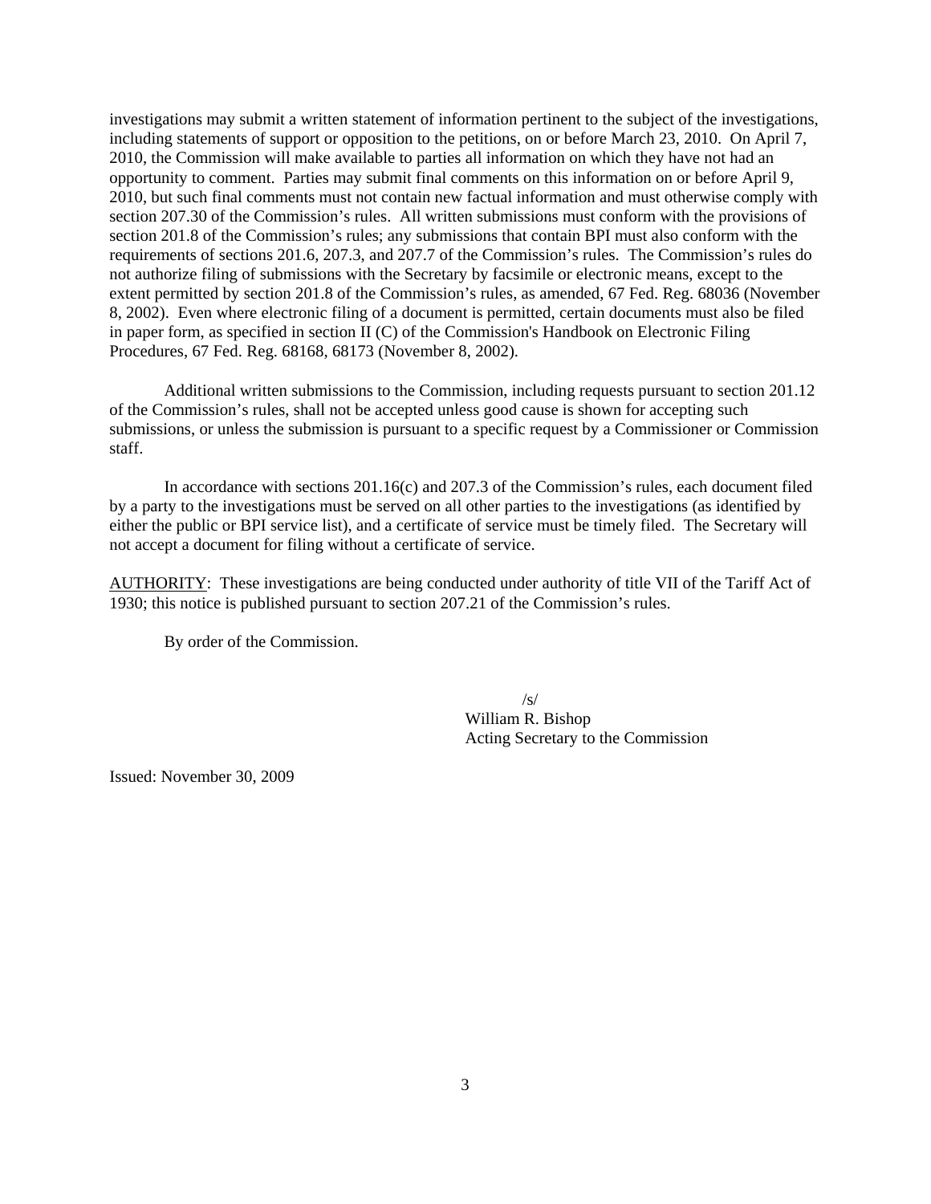investigations may submit a written statement of information pertinent to the subject of the investigations, including statements of support or opposition to the petitions, on or before March 23, 2010. On April 7, 2010, the Commission will make available to parties all information on which they have not had an opportunity to comment. Parties may submit final comments on this information on or before April 9, 2010, but such final comments must not contain new factual information and must otherwise comply with section 207.30 of the Commission's rules. All written submissions must conform with the provisions of section 201.8 of the Commission's rules; any submissions that contain BPI must also conform with the requirements of sections 201.6, 207.3, and 207.7 of the Commission's rules. The Commission's rules do not authorize filing of submissions with the Secretary by facsimile or electronic means, except to the extent permitted by section 201.8 of the Commission's rules, as amended, 67 Fed. Reg. 68036 (November 8, 2002). Even where electronic filing of a document is permitted, certain documents must also be filed in paper form, as specified in section II (C) of the Commission's Handbook on Electronic Filing Procedures, 67 Fed. Reg. 68168, 68173 (November 8, 2002).

Additional written submissions to the Commission, including requests pursuant to section 201.12 of the Commission's rules, shall not be accepted unless good cause is shown for accepting such submissions, or unless the submission is pursuant to a specific request by a Commissioner or Commission staff.

In accordance with sections 201.16(c) and 207.3 of the Commission's rules, each document filed by a party to the investigations must be served on all other parties to the investigations (as identified by either the public or BPI service list), and a certificate of service must be timely filed. The Secretary will not accept a document for filing without a certificate of service.

<u>AUTHORITY</u>: These investigations are being conducted under authority of title VII of the Tariff Act of 1930; this notice is published pursuant to section 207.21 of the Commission's rules.

By order of the Commission.

/s/
William R. Bishop
Acting Secretary to the Commission

Issued: November 30, 2009